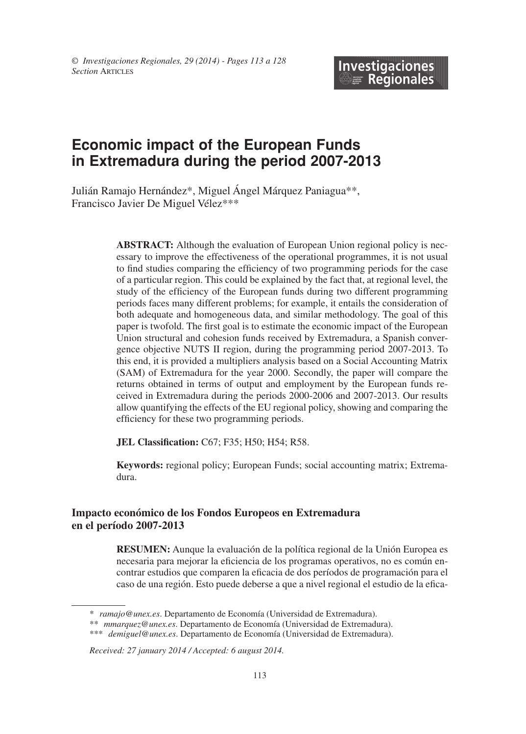# Economic impact of the European Funds in Extremadura during the period 2007-2013

Julián Ramajo Hernández*, Miguel Ángel Márquez Paniagua**, Francisco Javier De Miguel Vélez***

**ABSTRACT:** Although the evaluation of European Union regional policy is necessary to improve the effectiveness of the operational programmes, it is not usual to find studies comparing the efficiency of two programming periods for the case of a particular region. This could be explained by the fact that, at regional level, the study of the efficiency of the European funds during two different programming periods faces many different problems; for example, it entails the consideration of both adequate and homogeneous data, and similar methodology. The goal of this paper is twofold. The first goal is to estimate the economic impact of the European Union structural and cohesion funds received by Extremadura, a Spanish convergence objective NUTS II region, during the programming period 2007-2013. To this end, it is provided a multipliers analysis based on a Social Accounting Matrix (SAM) of Extremadura for the year 2000. Secondly, the paper will compare the returns obtained in terms of output and employment by the European funds received in Extremadura during the periods 2000-2006 and 2007-2013. Our results allow quantifying the effects of the EU regional policy, showing and comparing the efficiency for these two programming periods.

**JEL Classification:** C67; F35; H50; H54; R58.

**Keywords:** regional policy; European Funds; social accounting matrix; Extremadura.

## Impacto económico de los Fondos Europeos en Extremadura en el período 2007-2013

**RESUMEN:** Aunque la evaluación de la política regional de la Unión Europea es necesaria para mejorar la eficiencia de los programas operativos, no es común encontrar estudios que comparen la eficacia de dos períodos de programación para el caso de una región. Esto puede deberse a que a nivel regional el estudio de la efica-

---

\* *ramajo@unex.es*. Departamento de Economía (Universidad de Extremadura).

\*\* *mmarquez@unex.es*. Departamento de Economía (Universidad de Extremadura).

\*\*\* *demiguel@unex.es*. Departamento de Economía (Universidad de Extremadura).

*Received: 27 january 2014 / Accepted: 6 august 2014.*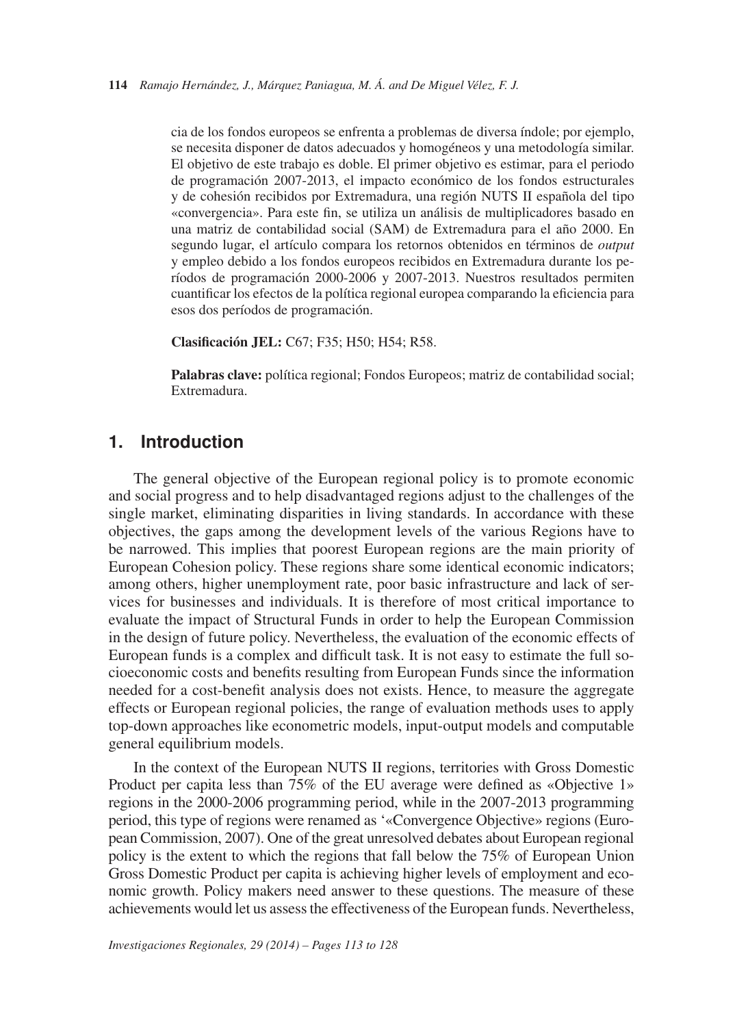cia de los fondos europeos se enfrenta a problemas de diversa índole; por ejemplo, se necesita disponer de datos adecuados y homogéneos y una metodología similar. El objetivo de este trabajo es doble. El primer objetivo es estimar, para el periodo de programación 2007-2013, el impacto económico de los fondos estructurales y de cohesión recibidos por Extremadura, una región NUTS II española del tipo «convergencia». Para este fin, se utiliza un análisis de multiplicadores basado en una matriz de contabilidad social (SAM) de Extremadura para el año 2000. En segundo lugar, el artículo compara los retornos obtenidos en términos de *output* y empleo debido a los fondos europeos recibidos en Extremadura durante los períodos de programación 2000-2006 y 2007-2013. Nuestros resultados permiten cuantificar los efectos de la política regional europea comparando la eficiencia para esos dos períodos de programación.

**Clasificación JEL:** C67; F35; H50; H54; R58.

**Palabras clave:** política regional; Fondos Europeos; matriz de contabilidad social; Extremadura.

## 1. Introduction

The general objective of the European regional policy is to promote economic and social progress and to help disadvantaged regions adjust to the challenges of the single market, eliminating disparities in living standards. In accordance with these objectives, the gaps among the development levels of the various Regions have to be narrowed. This implies that poorest European regions are the main priority of European Cohesion policy. These regions share some identical economic indicators; among others, higher unemployment rate, poor basic infrastructure and lack of services for businesses and individuals. It is therefore of most critical importance to evaluate the impact of Structural Funds in order to help the European Commission in the design of future policy. Nevertheless, the evaluation of the economic effects of European funds is a complex and difficult task. It is not easy to estimate the full socioeconomic costs and benefits resulting from European Funds since the information needed for a cost-benefit analysis does not exists. Hence, to measure the aggregate effects or European regional policies, the range of evaluation methods uses to apply top-down approaches like econometric models, input-output models and computable general equilibrium models.

In the context of the European NUTS II regions, territories with Gross Domestic Product per capita less than 75% of the EU average were defined as «Objective 1» regions in the 2000-2006 programming period, while in the 2007-2013 programming period, this type of regions were renamed as '«Convergence Objective» regions (European Commission, 2007). One of the great unresolved debates about European regional policy is the extent to which the regions that fall below the 75% of European Union Gross Domestic Product per capita is achieving higher levels of employment and economic growth. Policy makers need answer to these questions. The measure of these achievements would let us assess the effectiveness of the European funds. Nevertheless,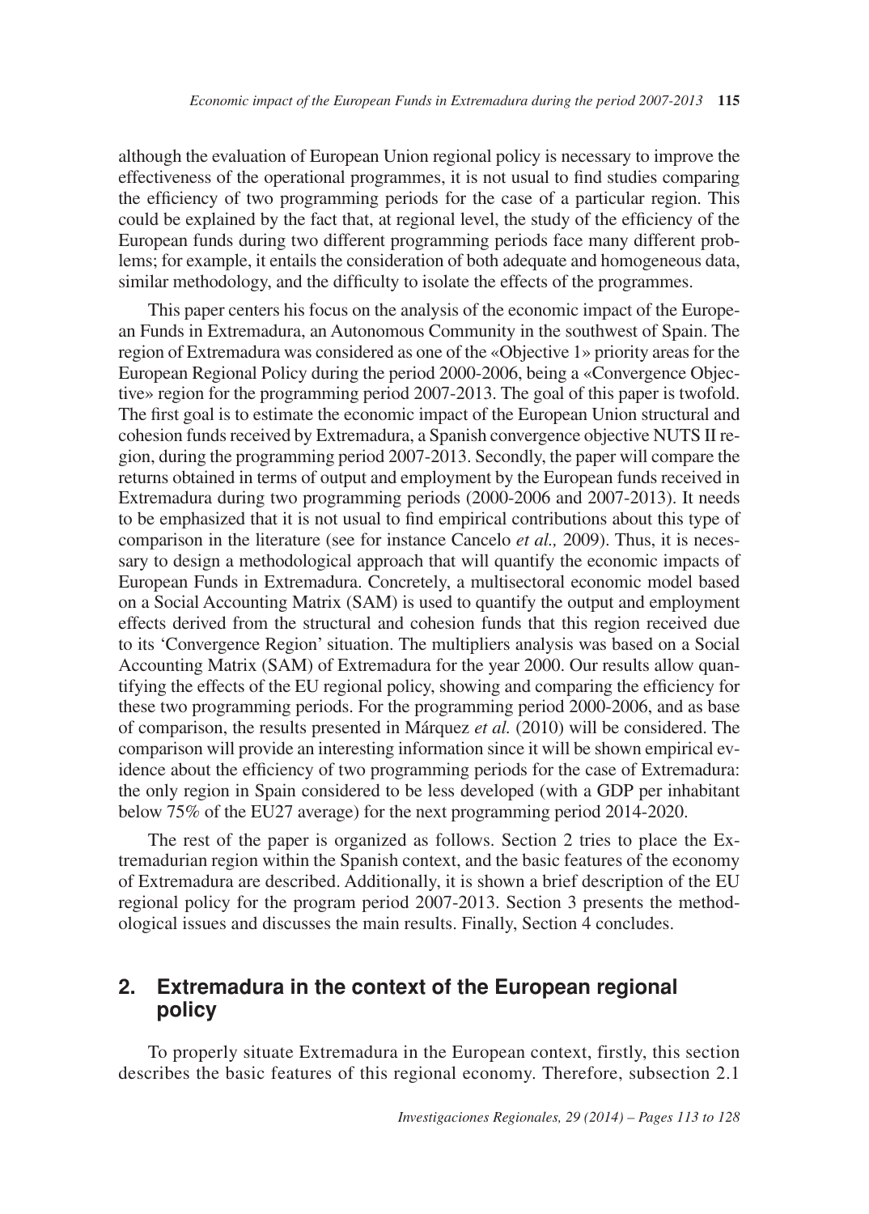although the evaluation of European Union regional policy is necessary to improve the effectiveness of the operational programmes, it is not usual to find studies comparing the efficiency of two programming periods for the case of a particular region. This could be explained by the fact that, at regional level, the study of the efficiency of the European funds during two different programming periods face many different problems; for example, it entails the consideration of both adequate and homogeneous data, similar methodology, and the difficulty to isolate the effects of the programmes.

This paper centers his focus on the analysis of the economic impact of the European Funds in Extremadura, an Autonomous Community in the southwest of Spain. The region of Extremadura was considered as one of the «Objective 1» priority areas for the European Regional Policy during the period 2000-2006, being a «Convergence Objective» region for the programming period 2007-2013. The goal of this paper is twofold. The first goal is to estimate the economic impact of the European Union structural and cohesion funds received by Extremadura, a Spanish convergence objective NUTS II region, during the programming period 2007-2013. Secondly, the paper will compare the returns obtained in terms of output and employment by the European funds received in Extremadura during two programming periods (2000-2006 and 2007-2013). It needs to be emphasized that it is not usual to find empirical contributions about this type of comparison in the literature (see for instance Cancelo *et al.,* 2009). Thus, it is necessary to design a methodological approach that will quantify the economic impacts of European Funds in Extremadura. Concretely, a multisectoral economic model based on a Social Accounting Matrix (SAM) is used to quantify the output and employment effects derived from the structural and cohesion funds that this region received due to its 'Convergence Region' situation. The multipliers analysis was based on a Social Accounting Matrix (SAM) of Extremadura for the year 2000. Our results allow quantifying the effects of the EU regional policy, showing and comparing the efficiency for these two programming periods. For the programming period 2000-2006, and as base of comparison, the results presented in Márquez *et al.* (2010) will be considered. The comparison will provide an interesting information since it will be shown empirical evidence about the efficiency of two programming periods for the case of Extremadura: the only region in Spain considered to be less developed (with a GDP per inhabitant below 75% of the EU27 average) for the next programming period 2014-2020.

The rest of the paper is organized as follows. Section 2 tries to place the Extremadurian region within the Spanish context, and the basic features of the economy of Extremadura are described. Additionally, it is shown a brief description of the EU regional policy for the program period 2007-2013. Section 3 presents the methodological issues and discusses the main results. Finally, Section 4 concludes.

## 2. Extremadura in the context of the European regional policy

To properly situate Extremadura in the European context, firstly, this section describes the basic features of this regional economy. Therefore, subsection 2.1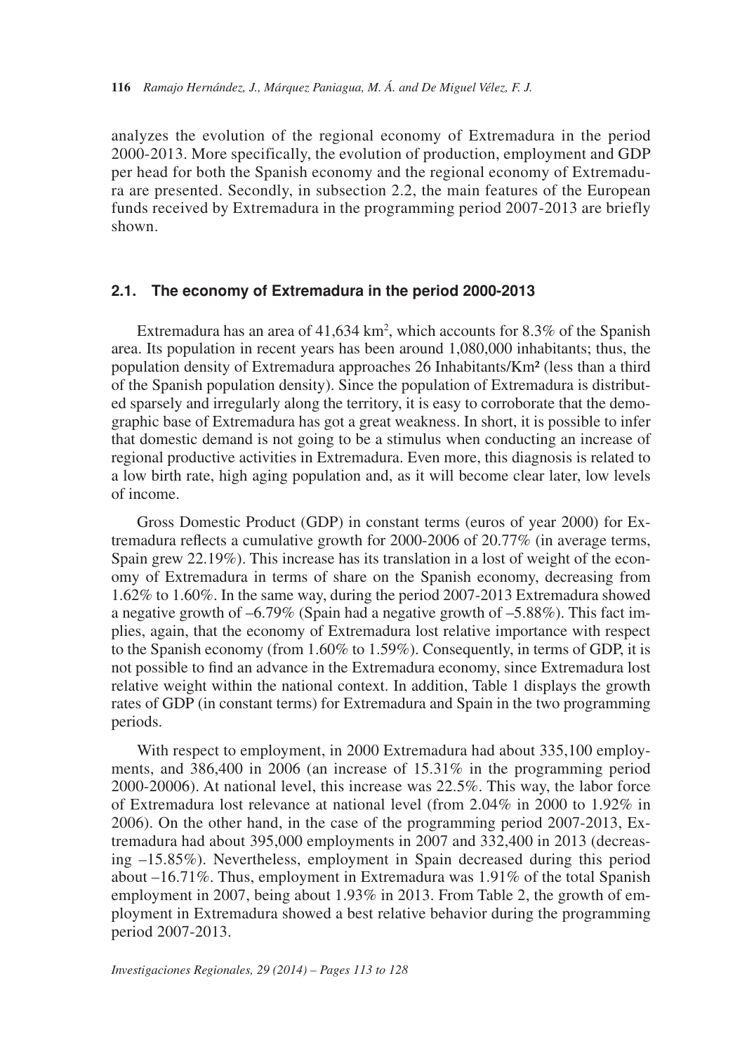analyzes the evolution of the regional economy of Extremadura in the period 2000-2013. More specifically, the evolution of production, employment and GDP per head for both the Spanish economy and the regional economy of Extremadura are presented. Secondly, in subsection 2.2, the main features of the European funds received by Extremadura in the programming period 2007-2013 are briefly shown.

## 2.1. The economy of Extremadura in the period 2000-2013

Extremadura has an area of 41,634 km$^2$, which accounts for 8.3% of the Spanish area. Its population in recent years has been around 1,080,000 inhabitants; thus, the population density of Extremadura approaches 26 Inhabitants/Km² (less than a third of the Spanish population density). Since the population of Extremadura is distributed sparsely and irregularly along the territory, it is easy to corroborate that the demographic base of Extremadura has got a great weakness. In short, it is possible to infer that domestic demand is not going to be a stimulus when conducting an increase of regional productive activities in Extremadura. Even more, this diagnosis is related to a low birth rate, high aging population and, as it will become clear later, low levels of income.

Gross Domestic Product (GDP) in constant terms (euros of year 2000) for Extremadura reflects a cumulative growth for 2000-2006 of 20.77% (in average terms, Spain grew 22.19%). This increase has its translation in a lost of weight of the economy of Extremadura in terms of share on the Spanish economy, decreasing from 1.62% to 1.60%. In the same way, during the period 2007-2013 Extremadura showed a negative growth of –6.79% (Spain had a negative growth of –5.88%). This fact implies, again, that the economy of Extremadura lost relative importance with respect to the Spanish economy (from 1.60% to 1.59%). Consequently, in terms of GDP, it is not possible to find an advance in the Extremadura economy, since Extremadura lost relative weight within the national context. In addition, Table 1 displays the growth rates of GDP (in constant terms) for Extremadura and Spain in the two programming periods.

With respect to employment, in 2000 Extremadura had about 335,100 employments, and 386,400 in 2006 (an increase of 15.31% in the programming period 2000-20006). At national level, this increase was 22.5%. This way, the labor force of Extremadura lost relevance at national level (from 2.04% in 2000 to 1.92% in 2006). On the other hand, in the case of the programming period 2007-2013, Extremadura had about 395,000 employments in 2007 and 332,400 in 2013 (decreasing –15.85%). Nevertheless, employment in Spain decreased during this period about –16.71%. Thus, employment in Extremadura was 1.91% of the total Spanish employment in 2007, being about 1.93% in 2013. From Table 2, the growth of employment in Extremadura showed a best relative behavior during the programming period 2007-2013.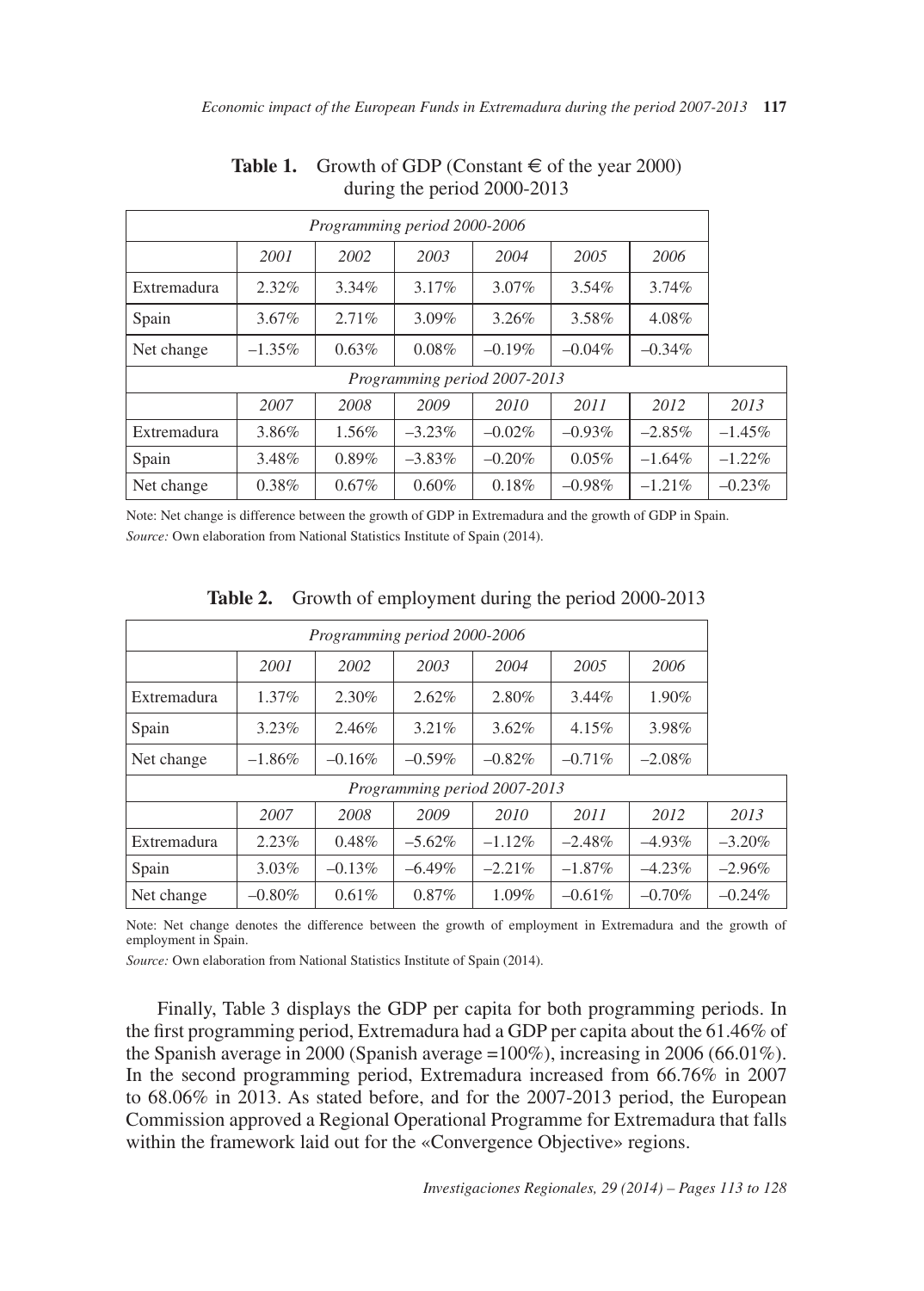**Table 1.** Growth of GDP (Constant € of the year 2000) during the period 2000-2013

| *Programming period 2000-2006* | | | | | | | |
|---|---|---|---|---|---|---|---|
| | *2001* | *2002* | *2003* | *2004* | *2005* | *2006* | |
| Extremadura | 2.32% | 3.34% | 3.17% | 3.07% | 3.54% | 3.74% | |
| Spain | 3.67% | 2.71% | 3.09% | 3.26% | 3.58% | 4.08% | |
| Net change | –1.35% | 0.63% | 0.08% | –0.19% | –0.04% | –0.34% | |
| *Programming period 2007-2013* | | | | | | | |
| | *2007* | *2008* | *2009* | *2010* | *2011* | *2012* | *2013* |
| Extremadura | 3.86% | 1.56% | –3.23% | –0.02% | –0.93% | –2.85% | –1.45% |
| Spain | 3.48% | 0.89% | –3.83% | –0.20% | 0.05% | –1.64% | –1.22% |
| Net change | 0.38% | 0.67% | 0.60% | 0.18% | –0.98% | –1.21% | –0.23% |

Note: Net change is difference between the growth of GDP in Extremadura and the growth of GDP in Spain.

*Source:* Own elaboration from National Statistics Institute of Spain (2014).

**Table 2.** Growth of employment during the period 2000-2013

| *Programming period 2000-2006* | | | | | | | |
|---|---|---|---|---|---|---|---|
| | *2001* | *2002* | *2003* | *2004* | *2005* | *2006* | |
| Extremadura | 1.37% | 2.30% | 2.62% | 2.80% | 3.44% | 1.90% | |
| Spain | 3.23% | 2.46% | 3.21% | 3.62% | 4.15% | 3.98% | |
| Net change | –1.86% | –0.16% | –0.59% | –0.82% | –0.71% | –2.08% | |
| *Programming period 2007-2013* | | | | | | | |
| | *2007* | *2008* | *2009* | *2010* | *2011* | *2012* | *2013* |
| Extremadura | 2.23% | 0.48% | –5.62% | –1.12% | –2.48% | –4.93% | –3.20% |
| Spain | 3.03% | –0.13% | –6.49% | –2.21% | –1.87% | –4.23% | –2.96% |
| Net change | –0.80% | 0.61% | 0.87% | 1.09% | –0.61% | –0.70% | –0.24% |

Note: Net change denotes the difference between the growth of employment in Extremadura and the growth of employment in Spain.

*Source:* Own elaboration from National Statistics Institute of Spain (2014).

Finally, Table 3 displays the GDP per capita for both programming periods. In the first programming period, Extremadura had a GDP per capita about the 61.46% of the Spanish average in 2000 (Spanish average =100%), increasing in 2006 (66.01%). In the second programming period, Extremadura increased from 66.76% in 2007 to 68.06% in 2013. As stated before, and for the 2007-2013 period, the European Commission approved a Regional Operational Programme for Extremadura that falls within the framework laid out for the «Convergence Objective» regions.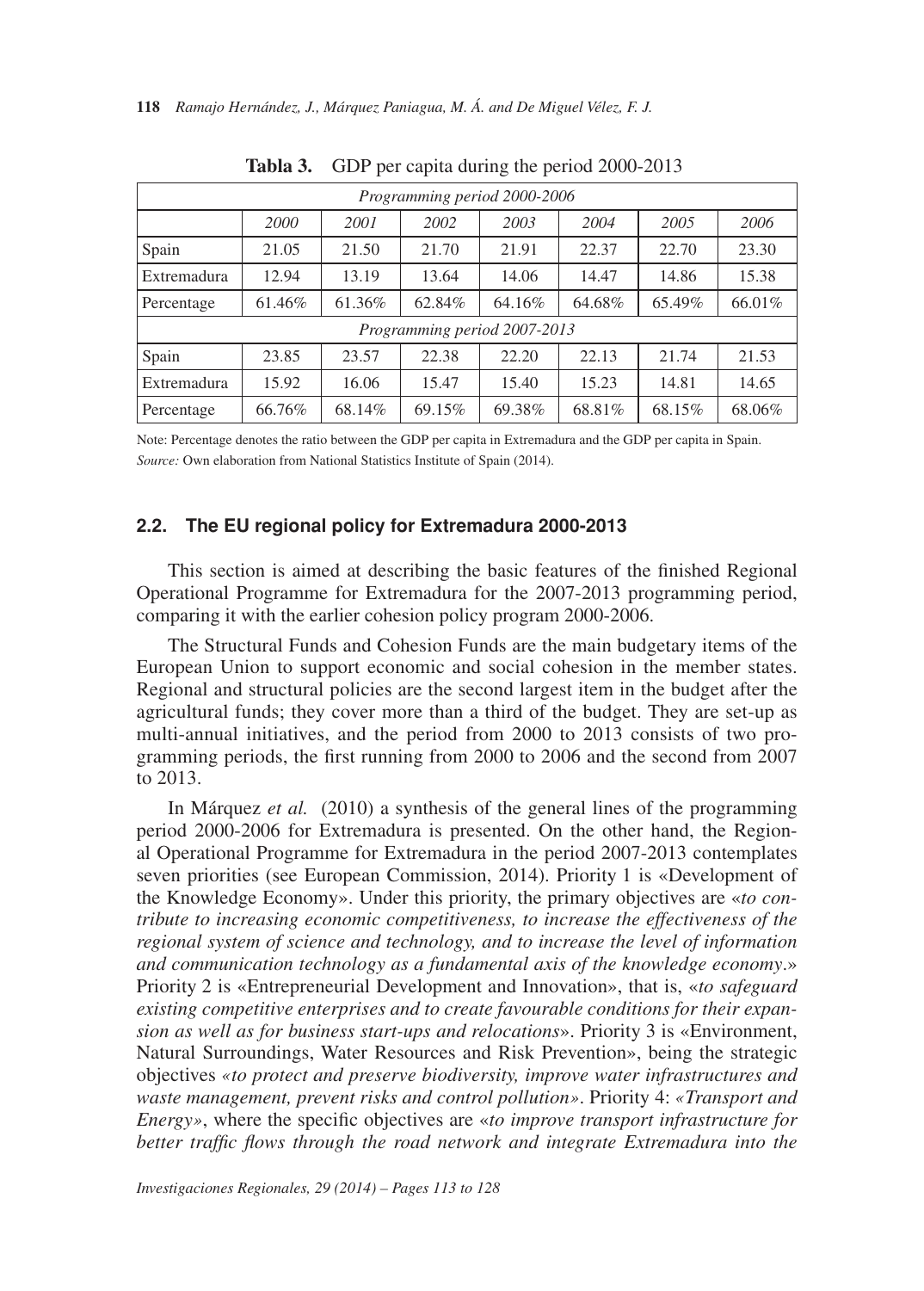**Tabla 3.** GDP per capita during the period 2000-2013

| *Programming period 2000-2006* | | | | | | | |
|---|---|---|---|---|---|---|---|
| | *2000* | *2001* | *2002* | *2003* | *2004* | *2005* | *2006* |
| Spain | 21.05 | 21.50 | 21.70 | 21.91 | 22.37 | 22.70 | 23.30 |
| Extremadura | 12.94 | 13.19 | 13.64 | 14.06 | 14.47 | 14.86 | 15.38 |
| Percentage | 61.46% | 61.36% | 62.84% | 64.16% | 64.68% | 65.49% | 66.01% |
| *Programming period 2007-2013* | | | | | | | |
| Spain | 23.85 | 23.57 | 22.38 | 22.20 | 22.13 | 21.74 | 21.53 |
| Extremadura | 15.92 | 16.06 | 15.47 | 15.40 | 15.23 | 14.81 | 14.65 |
| Percentage | 66.76% | 68.14% | 69.15% | 69.38% | 68.81% | 68.15% | 68.06% |

Note: Percentage denotes the ratio between the GDP per capita in Extremadura and the GDP per capita in Spain.
*Source:* Own elaboration from National Statistics Institute of Spain (2014).

### 2.2. The EU regional policy for Extremadura 2000-2013

This section is aimed at describing the basic features of the finished Regional Operational Programme for Extremadura for the 2007-2013 programming period, comparing it with the earlier cohesion policy program 2000-2006.

The Structural Funds and Cohesion Funds are the main budgetary items of the European Union to support economic and social cohesion in the member states. Regional and structural policies are the second largest item in the budget after the agricultural funds; they cover more than a third of the budget. They are set-up as multi-annual initiatives, and the period from 2000 to 2013 consists of two programming periods, the first running from 2000 to 2006 and the second from 2007 to 2013.

In Márquez *et al.* (2010) a synthesis of the general lines of the programming period 2000-2006 for Extremadura is presented. On the other hand, the Regional Operational Programme for Extremadura in the period 2007-2013 contemplates seven priorities (see European Commission, 2014). Priority 1 is «Development of the Knowledge Economy». Under this priority, the primary objectives are «*to contribute to increasing economic competitiveness, to increase the effectiveness of the regional system of science and technology, and to increase the level of information and communication technology as a fundamental axis of the knowledge economy*.» Priority 2 is «Entrepreneurial Development and Innovation», that is, «*to safeguard existing competitive enterprises and to create favourable conditions for their expansion as well as for business start-ups and relocations*». Priority 3 is «Environment, Natural Surroundings, Water Resources and Risk Prevention», being the strategic objectives *«to protect and preserve biodiversity, improve water infrastructures and waste management, prevent risks and control pollution»*. Priority 4: *«Transport and Energy»*, where the specific objectives are «*to improve transport infrastructure for better traffic flows through the road network and integrate Extremadura into the*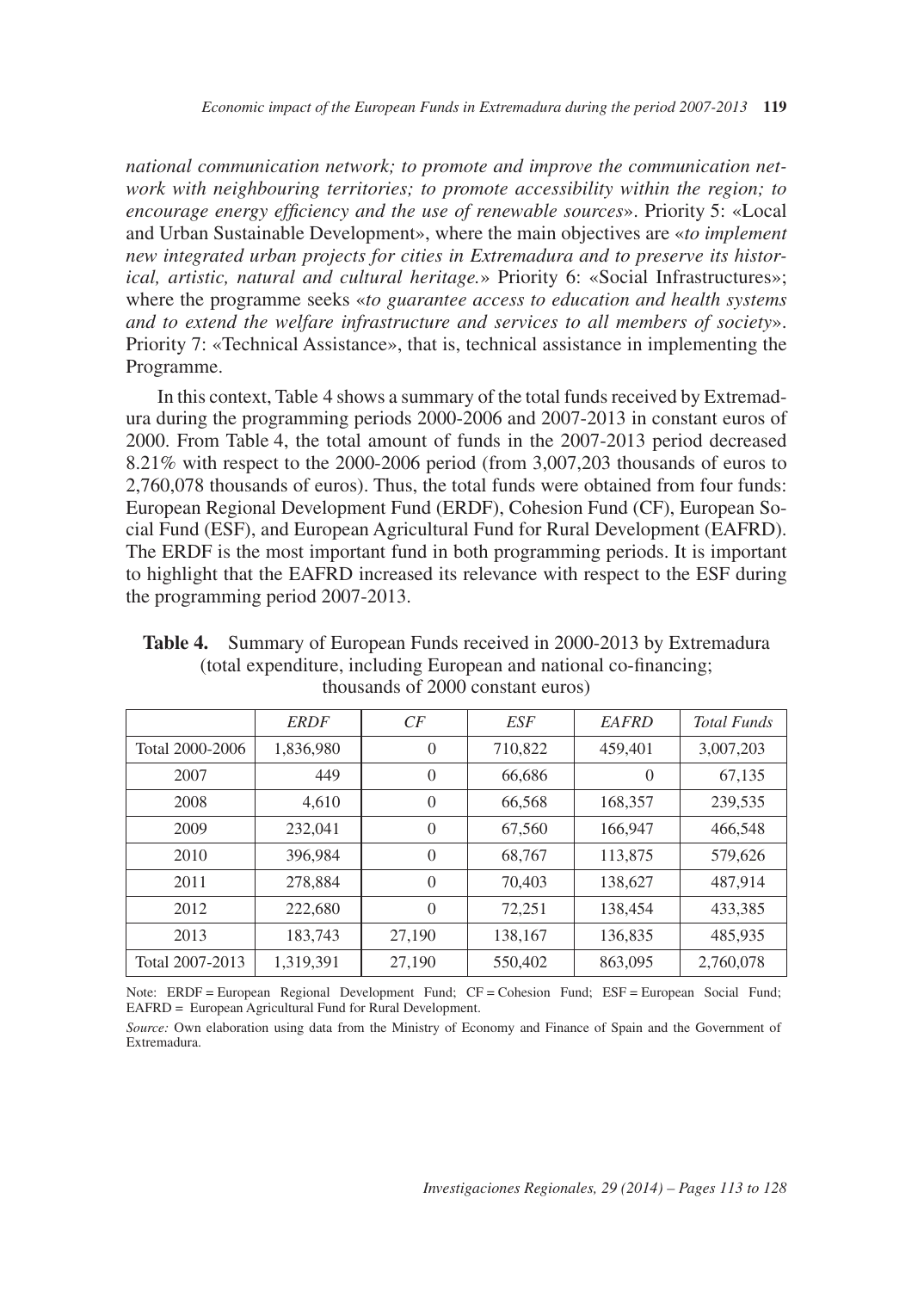*national communication network; to promote and improve the communication network with neighbouring territories; to promote accessibility within the region; to encourage energy efficiency and the use of renewable sources*». Priority 5: «Local and Urban Sustainable Development», where the main objectives are «*to implement new integrated urban projects for cities in Extremadura and to preserve its historical, artistic, natural and cultural heritage.*» Priority 6: «Social Infrastructures»; where the programme seeks «*to guarantee access to education and health systems and to extend the welfare infrastructure and services to all members of society*». Priority 7: «Technical Assistance», that is, technical assistance in implementing the Programme.

In this context, Table 4 shows a summary of the total funds received by Extremadura during the programming periods 2000-2006 and 2007-2013 in constant euros of 2000. From Table 4, the total amount of funds in the 2007-2013 period decreased 8.21% with respect to the 2000-2006 period (from 3,007,203 thousands of euros to 2,760,078 thousands of euros). Thus, the total funds were obtained from four funds: European Regional Development Fund (ERDF), Cohesion Fund (CF), European Social Fund (ESF), and European Agricultural Fund for Rural Development (EAFRD). The ERDF is the most important fund in both programming periods. It is important to highlight that the EAFRD increased its relevance with respect to the ESF during the programming period 2007-2013.

**Table 4.** Summary of European Funds received in 2000-2013 by Extremadura (total expenditure, including European and national co-financing; thousands of 2000 constant euros)

| | *ERDF* | *CF* | *ESF* | *EAFRD* | *Total Funds* |
|---|---|---|---|---|---|
| Total 2000-2006 | 1,836,980 | 0 | 710,822 | 459,401 | 3,007,203 |
| 2007 | 449 | 0 | 66,686 | 0 | 67,135 |
| 2008 | 4,610 | 0 | 66,568 | 168,357 | 239,535 |
| 2009 | 232,041 | 0 | 67,560 | 166,947 | 466,548 |
| 2010 | 396,984 | 0 | 68,767 | 113,875 | 579,626 |
| 2011 | 278,884 | 0 | 70,403 | 138,627 | 487,914 |
| 2012 | 222,680 | 0 | 72,251 | 138,454 | 433,385 |
| 2013 | 183,743 | 27,190 | 138,167 | 136,835 | 485,935 |
| Total 2007-2013 | 1,319,391 | 27,190 | 550,402 | 863,095 | 2,760,078 |

Note: ERDF = European Regional Development Fund; CF = Cohesion Fund; ESF = European Social Fund; EAFRD = European Agricultural Fund for Rural Development.

*Source:* Own elaboration using data from the Ministry of Economy and Finance of Spain and the Government of Extremadura.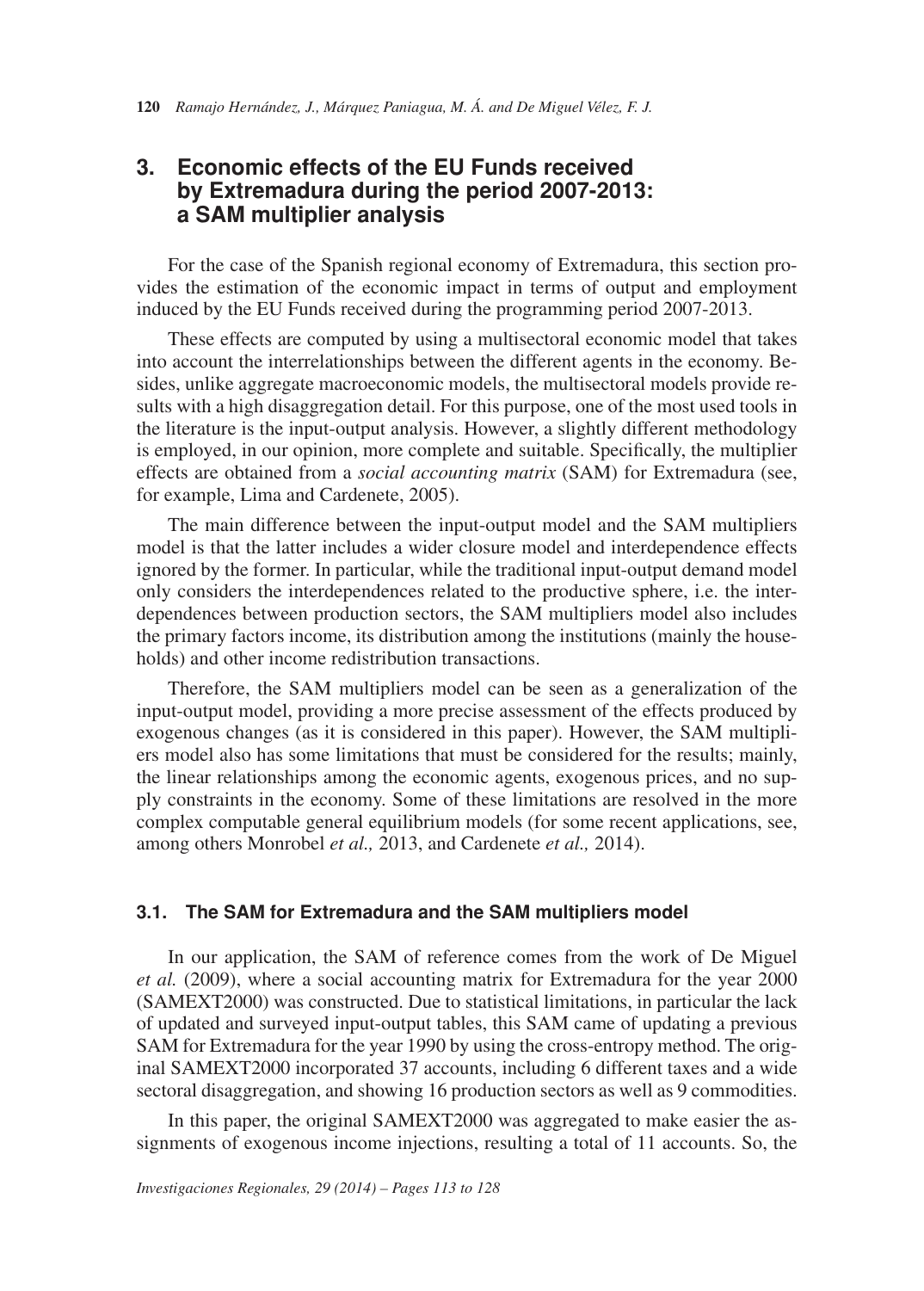## 3. Economic effects of the EU Funds received by Extremadura during the period 2007-2013: a SAM multiplier analysis

For the case of the Spanish regional economy of Extremadura, this section provides the estimation of the economic impact in terms of output and employment induced by the EU Funds received during the programming period 2007-2013.

These effects are computed by using a multisectoral economic model that takes into account the interrelationships between the different agents in the economy. Besides, unlike aggregate macroeconomic models, the multisectoral models provide results with a high disaggregation detail. For this purpose, one of the most used tools in the literature is the input-output analysis. However, a slightly different methodology is employed, in our opinion, more complete and suitable. Specifically, the multiplier effects are obtained from a *social accounting matrix* (SAM) for Extremadura (see, for example, Lima and Cardenete, 2005).

The main difference between the input-output model and the SAM multipliers model is that the latter includes a wider closure model and interdependence effects ignored by the former. In particular, while the traditional input-output demand model only considers the interdependences related to the productive sphere, i.e. the interdependences between production sectors, the SAM multipliers model also includes the primary factors income, its distribution among the institutions (mainly the households) and other income redistribution transactions.

Therefore, the SAM multipliers model can be seen as a generalization of the input-output model, providing a more precise assessment of the effects produced by exogenous changes (as it is considered in this paper). However, the SAM multipliers model also has some limitations that must be considered for the results; mainly, the linear relationships among the economic agents, exogenous prices, and no supply constraints in the economy. Some of these limitations are resolved in the more complex computable general equilibrium models (for some recent applications, see, among others Monrobel *et al.,* 2013, and Cardenete *et al.,* 2014).

### 3.1. The SAM for Extremadura and the SAM multipliers model

In our application, the SAM of reference comes from the work of De Miguel *et al.* (2009), where a social accounting matrix for Extremadura for the year 2000 (SAMEXT2000) was constructed. Due to statistical limitations, in particular the lack of updated and surveyed input-output tables, this SAM came of updating a previous SAM for Extremadura for the year 1990 by using the cross-entropy method. The original SAMEXT2000 incorporated 37 accounts, including 6 different taxes and a wide sectoral disaggregation, and showing 16 production sectors as well as 9 commodities.

In this paper, the original SAMEXT2000 was aggregated to make easier the assignments of exogenous income injections, resulting a total of 11 accounts. So, the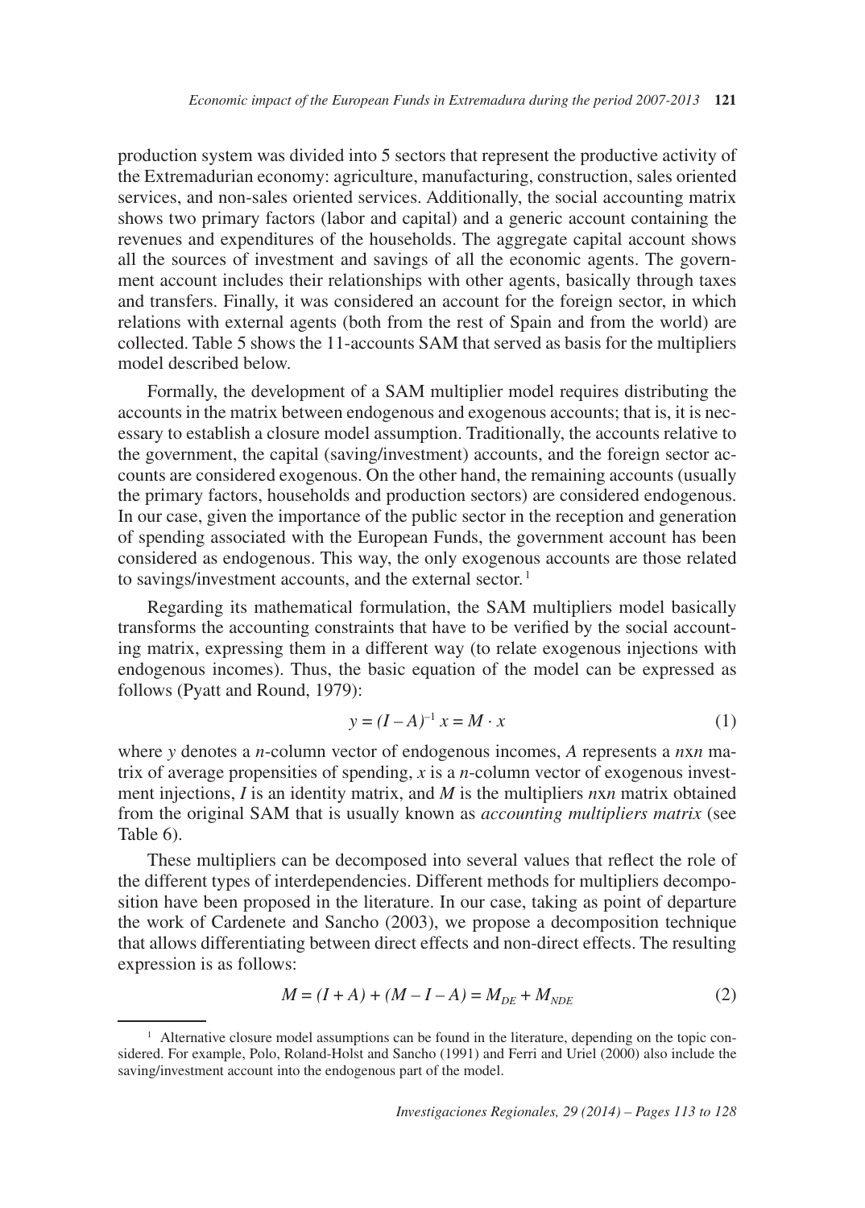production system was divided into 5 sectors that represent the productive activity of the Extremadurian economy: agriculture, manufacturing, construction, sales oriented services, and non-sales oriented services. Additionally, the social accounting matrix shows two primary factors (labor and capital) and a generic account containing the revenues and expenditures of the households. The aggregate capital account shows all the sources of investment and savings of all the economic agents. The government account includes their relationships with other agents, basically through taxes and transfers. Finally, it was considered an account for the foreign sector, in which relations with external agents (both from the rest of Spain and from the world) are collected. Table 5 shows the 11-accounts SAM that served as basis for the multipliers model described below.

Formally, the development of a SAM multiplier model requires distributing the accounts in the matrix between endogenous and exogenous accounts; that is, it is necessary to establish a closure model assumption. Traditionally, the accounts relative to the government, the capital (saving/investment) accounts, and the foreign sector accounts are considered exogenous. On the other hand, the remaining accounts (usually the primary factors, households and production sectors) are considered endogenous. In our case, given the importance of the public sector in the reception and generation of spending associated with the European Funds, the government account has been considered as endogenous. This way, the only exogenous accounts are those related to savings/investment accounts, and the external sector.[1]

Regarding its mathematical formulation, the SAM multipliers model basically transforms the accounting constraints that have to be verified by the social accounting matrix, expressing them in a different way (to relate exogenous injections with endogenous incomes). Thus, the basic equation of the model can be expressed as follows (Pyatt and Round, 1979):

$$y = (I - A)^{-1} x = M \cdot x \tag{1}$$

where $y$ denotes a $n$-column vector of endogenous incomes, $A$ represents a $n$x$n$ matrix of average propensities of spending, $x$ is a $n$-column vector of exogenous investment injections, $I$ is an identity matrix, and $M$ is the multipliers $n$x$n$ matrix obtained from the original SAM that is usually known as *accounting multipliers matrix* (see Table 6).

These multipliers can be decomposed into several values that reflect the role of the different types of interdependencies. Different methods for multipliers decomposition have been proposed in the literature. In our case, taking as point of departure the work of Cardenete and Sancho (2003), we propose a decomposition technique that allows differentiating between direct effects and non-direct effects. The resulting expression is as follows:

$$M = (I + A) + (M - I - A) = M_{DE} + M_{NDE} \tag{2}$$

[1] Alternative closure model assumptions can be found in the literature, depending on the topic considered. For example, Polo, Roland-Holst and Sancho (1991) and Ferri and Uriel (2000) also include the saving/investment account into the endogenous part of the model.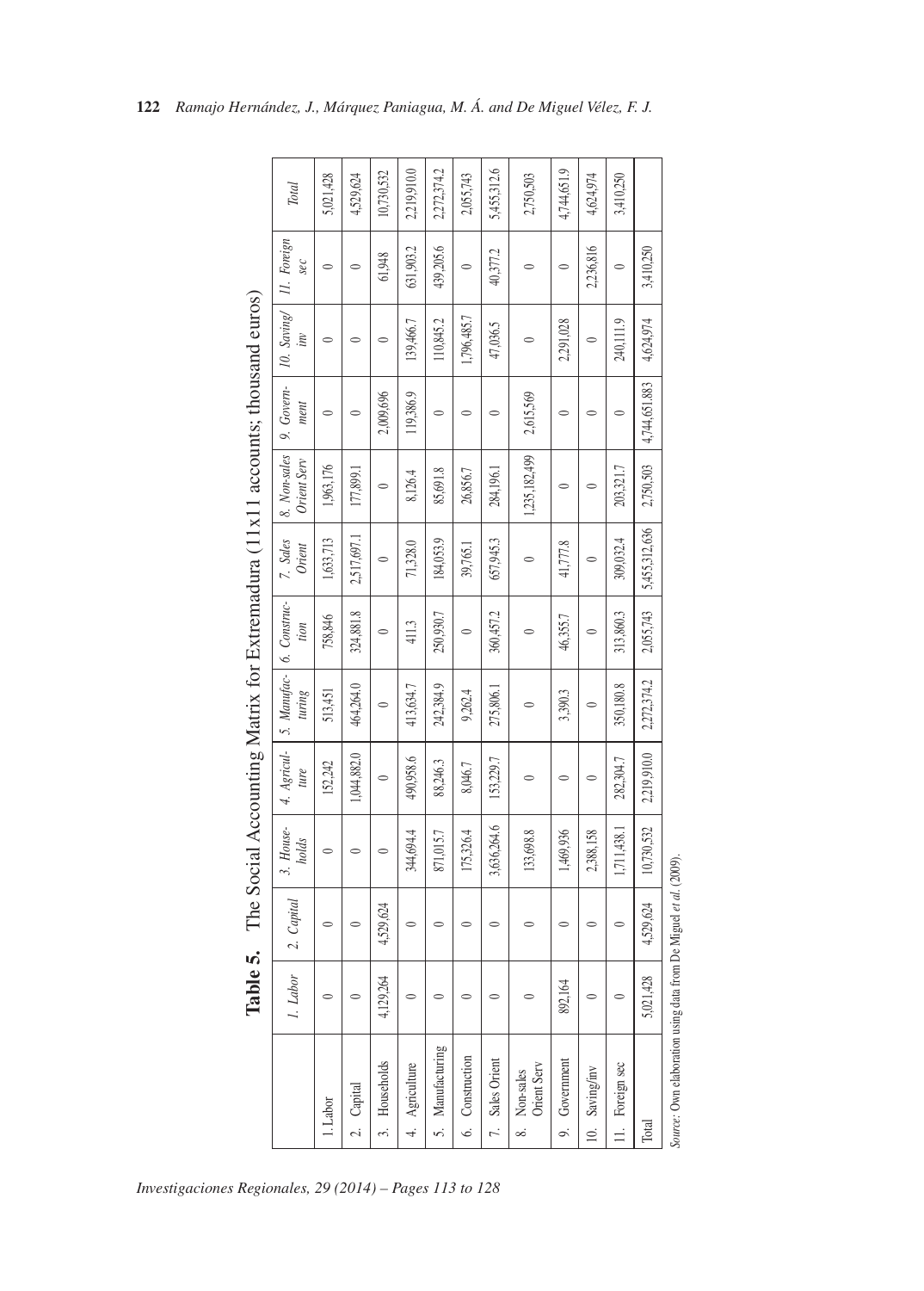**Table 5.** The Social Accounting Matrix for Extremadura (11x11 accounts; thousand euros)

| | 1. Labor | 2. Capital | 3. Households | 4. Agriculture | 5. Manufacturing | 6. Construction | 7. Sales Orient | 8. Non-sales Orient Serv | 9. Government | 10. Saving/inv | 11. Foreign sec | Total |
|---|---|---|---|---|---|---|---|---|---|---|---|---|
| 1. Labor | 0 | 0 | 0 | 152,242 | 513,451 | 758,846 | 1,633,713 | 1,963,176 | 0 | 0 | 0 | 5,021,428 |
| 2. Capital | 0 | 0 | 0 | 1,044,882.0 | 464,264.0 | 324,881.8 | 2,517,697.1 | 177,899.1 | 0 | 0 | 0 | 4,529,624 |
| 3. Households | 4,129,264 | 4,529,624 | 0 | 0 | 0 | 0 | 0 | 0 | 2,009,696 | 0 | 61,948 | 10,730,532 |
| 4. Agriculture | 0 | 0 | 344,694.4 | 490,958.6 | 413,634.7 | 411.3 | 71,328.0 | 8,126.4 | 119,386.9 | 139,466.7 | 631,903.2 | 2,219,910.0 |
| 5. Manufacturing | 0 | 0 | 871,015.7 | 88,246.3 | 242,384.9 | 250,930.7 | 184,053.9 | 85,691.8 | 0 | 110,845.2 | 439,205.6 | 2,272,374.2 |
| 6. Construction | 0 | 0 | 175,326.4 | 8,046.7 | 9,262.4 | 0 | 39,765.1 | 26,856.7 | 0 | 1,796,485.7 | 0 | 2,055,743 |
| 7. Sales Orient | 0 | 0 | 3,636,264.6 | 153,229.7 | 275,806.1 | 360,457.2 | 657,945.3 | 284,196.1 | 0 | 47,036.5 | 40,377.2 | 5,455,312.6 |
| 8. Non-sales Orient Serv | 0 | 0 | 133,698.8 | 0 | 0 | 0 | 0 | 1,235,182,499 | 2,615,569 | 0 | 0 | 2,750,503 |
| 9. Government | 892,164 | 0 | 1,469,936 | 0 | 3,390.3 | 46,355.7 | 41,777.8 | 0 | 0 | 2,291,028 | 0 | 4,744,651.9 |
| 10. Saving/inv | 0 | 0 | 2,388,158 | 0 | 0 | 0 | 0 | 0 | 0 | 0 | 2,236,816 | 4,624,974 |
| 11. Foreign sec | 0 | 0 | 1,711,438.1 | 282,304.7 | 350,180.8 | 313,860.3 | 309,032.4 | 203,321.7 | 0 | 240,111.9 | 0 | 3,410,250 |
| Total | 5,021,428 | 4,529,624 | 10,730,532 | 2,219,910.0 | 2,272,374.2 | 2,055,743 | 5,455,312,636 | 2,750,503 | 4,744,651.883 | 4,624,974 | 3,410,250 | |

*Source:* Own elaboration using data from De Miguel *et al.* (2009).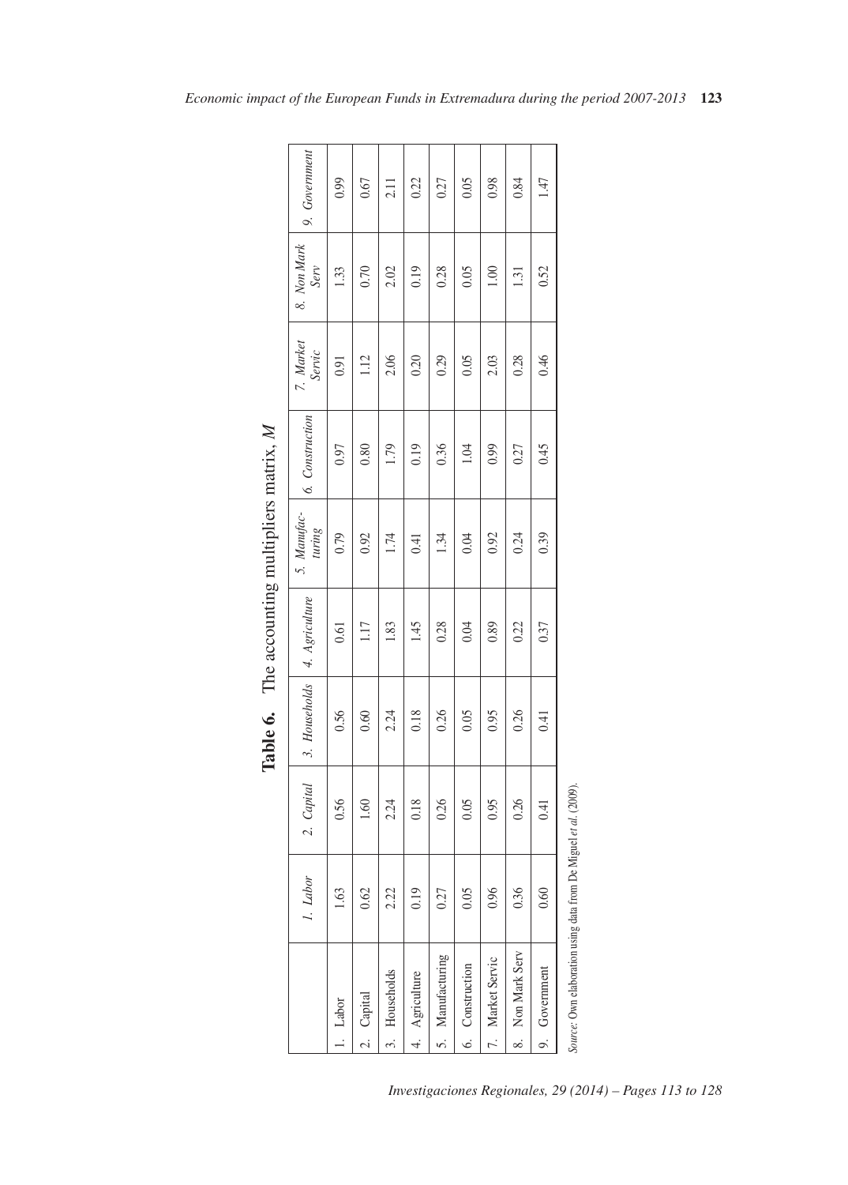**Table 6.** The accounting multipliers matrix, *M*

| | *1. Labor* | *2. Capital* | *3. Households* | *4. Agriculture* | *5. Manufacturing* | *6. Construction* | *7. Market Servic* | *8. Non Mark Serv* | *9. Government* |
|---|---|---|---|---|---|---|---|---|---|
| 1. Labor | 1.63 | 0.56 | 0.56 | 0.61 | 0.79 | 0.97 | 0.91 | 1.33 | 0.99 |
| 2. Capital | 0.62 | 1.60 | 0.60 | 1.17 | 0.92 | 0.80 | 1.12 | 0.70 | 0.67 |
| 3. Households | 2.22 | 2.24 | 2.24 | 1.83 | 1.74 | 1.79 | 2.06 | 2.02 | 2.11 |
| 4. Agriculture | 0.19 | 0.18 | 0.18 | 1.45 | 0.41 | 0.19 | 0.20 | 0.19 | 0.22 |
| 5. Manufacturing | 0.27 | 0.26 | 0.26 | 0.28 | 1.34 | 0.36 | 0.29 | 0.28 | 0.27 |
| 6. Construction | 0.05 | 0.05 | 0.05 | 0.04 | 0.04 | 1.04 | 0.05 | 0.05 | 0.05 |
| 7. Market Servic | 0.96 | 0.95 | 0.95 | 0.89 | 0.92 | 0.99 | 2.03 | 1.00 | 0.98 |
| 8. Non Mark Serv | 0.36 | 0.26 | 0.26 | 0.22 | 0.24 | 0.27 | 0.28 | 1.31 | 0.84 |
| 9. Government | 0.60 | 0.41 | 0.41 | 0.37 | 0.39 | 0.45 | 0.46 | 0.52 | 1.47 |

*Source:* Own elaboration using data from De Miguel *et al.* (2009).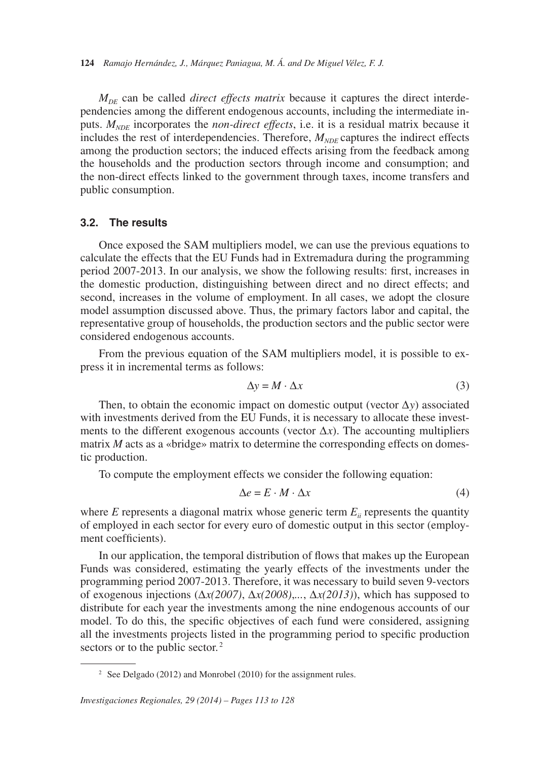$M_{DE}$ can be called *direct effects matrix* because it captures the direct interdependencies among the different endogenous accounts, including the intermediate inputs. $M_{NDE}$ incorporates the *non-direct effects*, i.e. it is a residual matrix because it includes the rest of interdependencies. Therefore, $M_{NDE}$ captures the indirect effects among the production sectors; the induced effects arising from the feedback among the households and the production sectors through income and consumption; and the non-direct effects linked to the government through taxes, income transfers and public consumption.

### 3.2. The results

Once exposed the SAM multipliers model, we can use the previous equations to calculate the effects that the EU Funds had in Extremadura during the programming period 2007-2013. In our analysis, we show the following results: first, increases in the domestic production, distinguishing between direct and no direct effects; and second, increases in the volume of employment. In all cases, we adopt the closure model assumption discussed above. Thus, the primary factors labor and capital, the representative group of households, the production sectors and the public sector were considered endogenous accounts.

From the previous equation of the SAM multipliers model, it is possible to express it in incremental terms as follows:

$$\Delta y = M \cdot \Delta x \tag{3}$$

Then, to obtain the economic impact on domestic output (vector $\Delta y$) associated with investments derived from the EU Funds, it is necessary to allocate these investments to the different exogenous accounts (vector $\Delta x$). The accounting multipliers matrix $M$ acts as a «bridge» matrix to determine the corresponding effects on domestic production.

To compute the employment effects we consider the following equation:

$$\Delta e = E \cdot M \cdot \Delta x \tag{4}$$

where $E$ represents a diagonal matrix whose generic term $E_{ii}$ represents the quantity of employed in each sector for every euro of domestic output in this sector (employment coefficients).

In our application, the temporal distribution of flows that makes up the European Funds was considered, estimating the yearly effects of the investments under the programming period 2007-2013. Therefore, it was necessary to build seven 9-vectors of exogenous injections ($\Delta x(2007)$, $\Delta x(2008)$,..., $\Delta x(2013)$), which has supposed to distribute for each year the investments among the nine endogenous accounts of our model. To do this, the specific objectives of each fund were considered, assigning all the investments projects listed in the programming period to specific production sectors or to the public sector.[2]

[2] See Delgado (2012) and Monrobel (2010) for the assignment rules.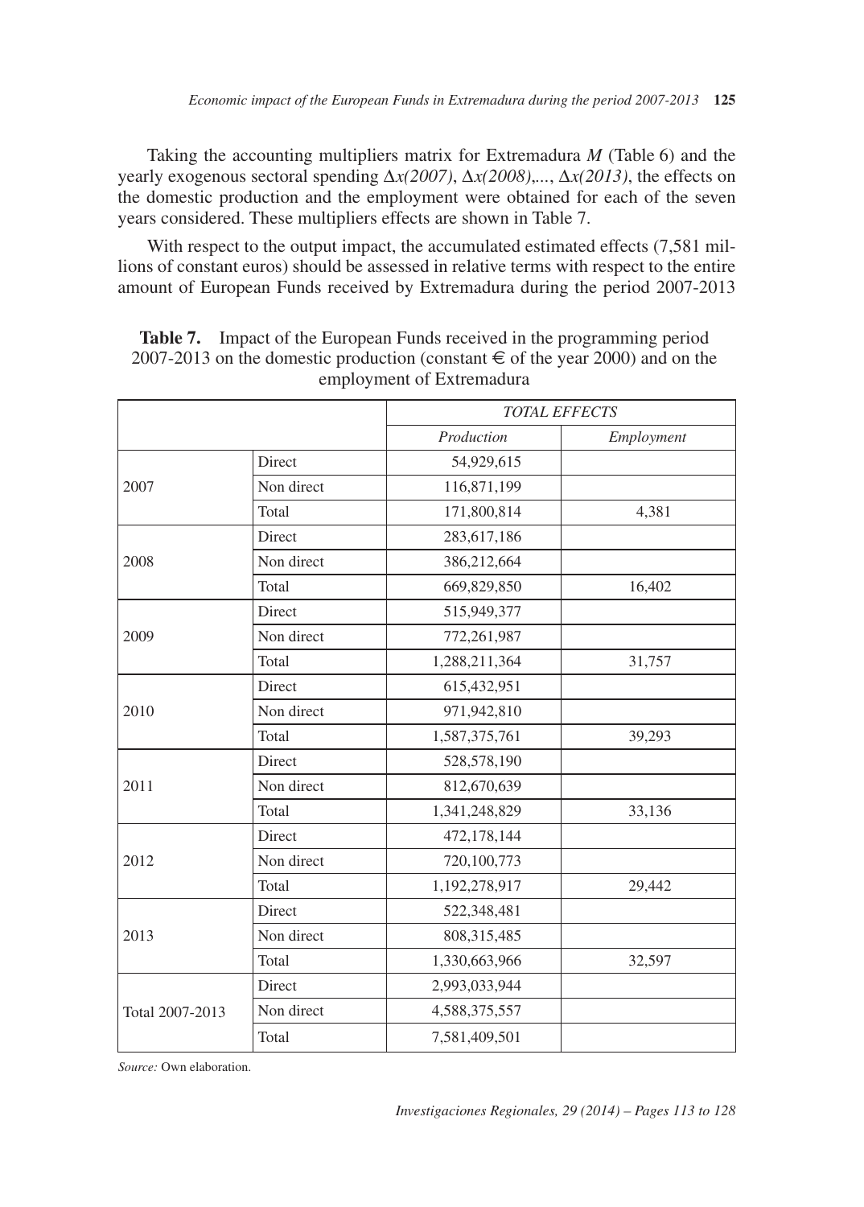Taking the accounting multipliers matrix for Extremadura *M* (Table 6) and the yearly exogenous sectoral spending $\Delta x(2007)$, $\Delta x(2008)$,..., $\Delta x(2013)$, the effects on the domestic production and the employment were obtained for each of the seven years considered. These multipliers effects are shown in Table 7.

With respect to the output impact, the accumulated estimated effects (7,581 millions of constant euros) should be assessed in relative terms with respect to the entire amount of European Funds received by Extremadura during the period 2007-2013

**Table 7.** Impact of the European Funds received in the programming period 2007-2013 on the domestic production (constant € of the year 2000) and on the employment of Extremadura

| | | *TOTAL EFFECTS* | |
|---|---|---|---|
| | | *Production* | *Employment* |
| 2007 | Direct | 54,929,615 | |
| | Non direct | 116,871,199 | |
| | Total | 171,800,814 | 4,381 |
| 2008 | Direct | 283,617,186 | |
| | Non direct | 386,212,664 | |
| | Total | 669,829,850 | 16,402 |
| 2009 | Direct | 515,949,377 | |
| | Non direct | 772,261,987 | |
| | Total | 1,288,211,364 | 31,757 |
| 2010 | Direct | 615,432,951 | |
| | Non direct | 971,942,810 | |
| | Total | 1,587,375,761 | 39,293 |
| 2011 | Direct | 528,578,190 | |
| | Non direct | 812,670,639 | |
| | Total | 1,341,248,829 | 33,136 |
| 2012 | Direct | 472,178,144 | |
| | Non direct | 720,100,773 | |
| | Total | 1,192,278,917 | 29,442 |
| 2013 | Direct | 522,348,481 | |
| | Non direct | 808,315,485 | |
| | Total | 1,330,663,966 | 32,597 |
| Total 2007-2013 | Direct | 2,993,033,944 | |
| | Non direct | 4,588,375,557 | |
| | Total | 7,581,409,501 | |

*Source:* Own elaboration.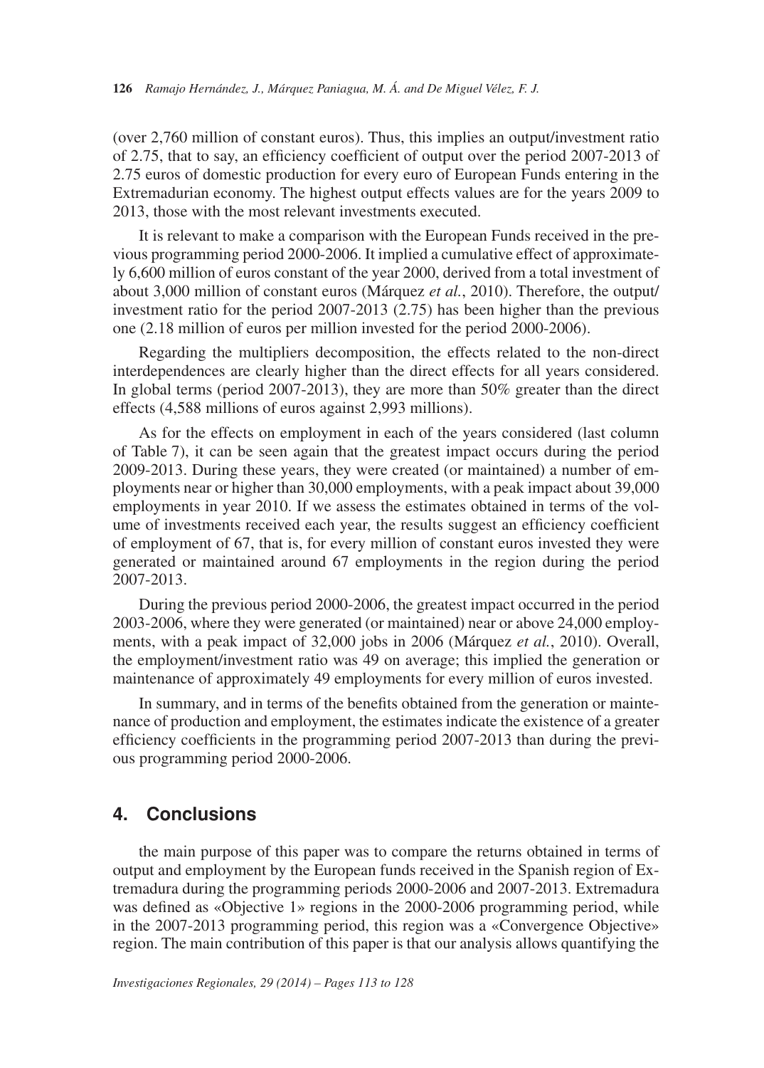(over 2,760 million of constant euros). Thus, this implies an output/investment ratio of 2.75, that to say, an efficiency coefficient of output over the period 2007-2013 of 2.75 euros of domestic production for every euro of European Funds entering in the Extremadurian economy. The highest output effects values are for the years 2009 to 2013, those with the most relevant investments executed.

It is relevant to make a comparison with the European Funds received in the previous programming period 2000-2006. It implied a cumulative effect of approximately 6,600 million of euros constant of the year 2000, derived from a total investment of about 3,000 million of constant euros (Márquez *et al.*, 2010). Therefore, the output/investment ratio for the period 2007-2013 (2.75) has been higher than the previous one (2.18 million of euros per million invested for the period 2000-2006).

Regarding the multipliers decomposition, the effects related to the non-direct interdependences are clearly higher than the direct effects for all years considered. In global terms (period 2007-2013), they are more than 50% greater than the direct effects (4,588 millions of euros against 2,993 millions).

As for the effects on employment in each of the years considered (last column of Table 7), it can be seen again that the greatest impact occurs during the period 2009-2013. During these years, they were created (or maintained) a number of employments near or higher than 30,000 employments, with a peak impact about 39,000 employments in year 2010. If we assess the estimates obtained in terms of the volume of investments received each year, the results suggest an efficiency coefficient of employment of 67, that is, for every million of constant euros invested they were generated or maintained around 67 employments in the region during the period 2007-2013.

During the previous period 2000-2006, the greatest impact occurred in the period 2003-2006, where they were generated (or maintained) near or above 24,000 employments, with a peak impact of 32,000 jobs in 2006 (Márquez *et al.*, 2010). Overall, the employment/investment ratio was 49 on average; this implied the generation or maintenance of approximately 49 employments for every million of euros invested.

In summary, and in terms of the benefits obtained from the generation or maintenance of production and employment, the estimates indicate the existence of a greater efficiency coefficients in the programming period 2007-2013 than during the previous programming period 2000-2006.

## 4. Conclusions

the main purpose of this paper was to compare the returns obtained in terms of output and employment by the European funds received in the Spanish region of Extremadura during the programming periods 2000-2006 and 2007-2013. Extremadura was defined as «Objective 1» regions in the 2000-2006 programming period, while in the 2007-2013 programming period, this region was a «Convergence Objective» region. The main contribution of this paper is that our analysis allows quantifying the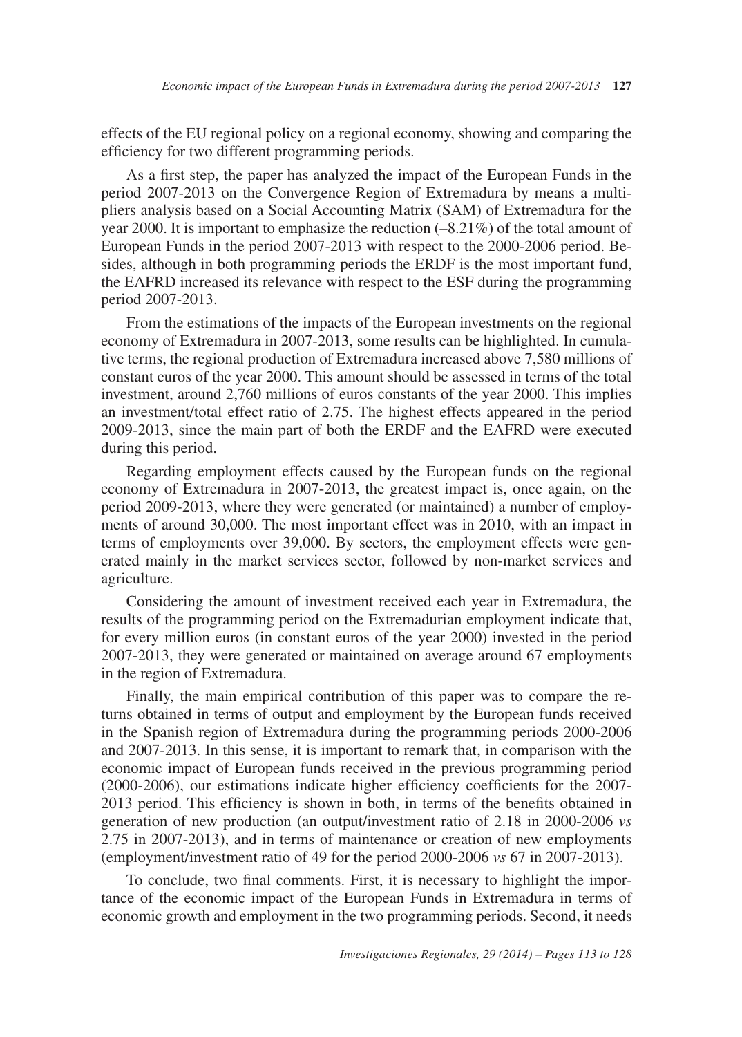effects of the EU regional policy on a regional economy, showing and comparing the efficiency for two different programming periods.

As a first step, the paper has analyzed the impact of the European Funds in the period 2007-2013 on the Convergence Region of Extremadura by means a multipliers analysis based on a Social Accounting Matrix (SAM) of Extremadura for the year 2000. It is important to emphasize the reduction (–8.21%) of the total amount of European Funds in the period 2007-2013 with respect to the 2000-2006 period. Besides, although in both programming periods the ERDF is the most important fund, the EAFRD increased its relevance with respect to the ESF during the programming period 2007-2013.

From the estimations of the impacts of the European investments on the regional economy of Extremadura in 2007-2013, some results can be highlighted. In cumulative terms, the regional production of Extremadura increased above 7,580 millions of constant euros of the year 2000. This amount should be assessed in terms of the total investment, around 2,760 millions of euros constants of the year 2000. This implies an investment/total effect ratio of 2.75. The highest effects appeared in the period 2009-2013, since the main part of both the ERDF and the EAFRD were executed during this period.

Regarding employment effects caused by the European funds on the regional economy of Extremadura in 2007-2013, the greatest impact is, once again, on the period 2009-2013, where they were generated (or maintained) a number of employments of around 30,000. The most important effect was in 2010, with an impact in terms of employments over 39,000. By sectors, the employment effects were generated mainly in the market services sector, followed by non-market services and agriculture.

Considering the amount of investment received each year in Extremadura, the results of the programming period on the Extremadurian employment indicate that, for every million euros (in constant euros of the year 2000) invested in the period 2007-2013, they were generated or maintained on average around 67 employments in the region of Extremadura.

Finally, the main empirical contribution of this paper was to compare the returns obtained in terms of output and employment by the European funds received in the Spanish region of Extremadura during the programming periods 2000-2006 and 2007-2013. In this sense, it is important to remark that, in comparison with the economic impact of European funds received in the previous programming period (2000-2006), our estimations indicate higher efficiency coefficients for the 2007-2013 period. This efficiency is shown in both, in terms of the benefits obtained in generation of new production (an output/investment ratio of 2.18 in 2000-2006 *vs* 2.75 in 2007-2013), and in terms of maintenance or creation of new employments (employment/investment ratio of 49 for the period 2000-2006 *vs* 67 in 2007-2013).

To conclude, two final comments. First, it is necessary to highlight the importance of the economic impact of the European Funds in Extremadura in terms of economic growth and employment in the two programming periods. Second, it needs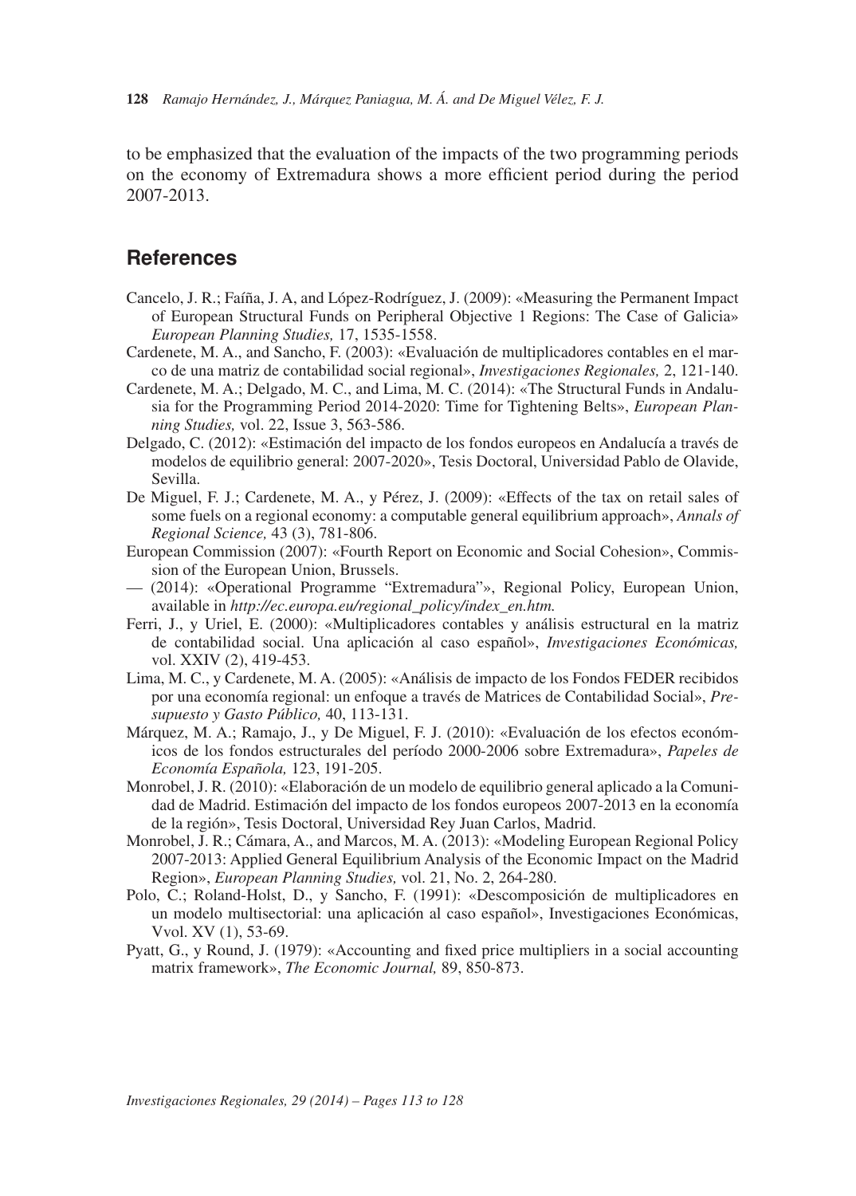to be emphasized that the evaluation of the impacts of the two programming periods on the economy of Extremadura shows a more efficient period during the period 2007-2013.

## References

Cancelo, J. R.; Faíña, J. A, and López-Rodríguez, J. (2009): «Measuring the Permanent Impact of European Structural Funds on Peripheral Objective 1 Regions: The Case of Galicia» *European Planning Studies,* 17, 1535-1558.

Cardenete, M. A., and Sancho, F. (2003): «Evaluación de multiplicadores contables en el marco de una matriz de contabilidad social regional», *Investigaciones Regionales,* 2, 121-140.

Cardenete, M. A.; Delgado, M. C., and Lima, M. C. (2014): «The Structural Funds in Andalusia for the Programming Period 2014-2020: Time for Tightening Belts», *European Planning Studies,* vol. 22, Issue 3, 563-586.

Delgado, C. (2012): «Estimación del impacto de los fondos europeos en Andalucía a través de modelos de equilibrio general: 2007-2020», Tesis Doctoral, Universidad Pablo de Olavide, Sevilla.

De Miguel, F. J.; Cardenete, M. A., y Pérez, J. (2009): «Effects of the tax on retail sales of some fuels on a regional economy: a computable general equilibrium approach», *Annals of Regional Science,* 43 (3), 781-806.

European Commission (2007): «Fourth Report on Economic and Social Cohesion», Commission of the European Union, Brussels.

— (2014): «Operational Programme "Extremadura"», Regional Policy, European Union, available in *http://ec.europa.eu/regional_policy/index_en.htm.*

Ferri, J., y Uriel, E. (2000): «Multiplicadores contables y análisis estructural en la matriz de contabilidad social. Una aplicación al caso español», *Investigaciones Económicas,* vol. XXIV (2), 419-453.

Lima, M. C., y Cardenete, M. A. (2005): «Análisis de impacto de los Fondos FEDER recibidos por una economía regional: un enfoque a través de Matrices de Contabilidad Social», *Presupuesto y Gasto Público,* 40, 113-131.

Márquez, M. A.; Ramajo, J., y De Miguel, F. J. (2010): «Evaluación de los efectos económicos de los fondos estructurales del período 2000-2006 sobre Extremadura», *Papeles de Economía Española,* 123, 191-205.

Monrobel, J. R. (2010): «Elaboración de un modelo de equilibrio general aplicado a la Comunidad de Madrid. Estimación del impacto de los fondos europeos 2007-2013 en la economía de la región», Tesis Doctoral, Universidad Rey Juan Carlos, Madrid.

Monrobel, J. R.; Cámara, A., and Marcos, M. A. (2013): «Modeling European Regional Policy 2007-2013: Applied General Equilibrium Analysis of the Economic Impact on the Madrid Region», *European Planning Studies,* vol. 21, No. 2, 264-280.

Polo, C.; Roland-Holst, D., y Sancho, F. (1991): «Descomposición de multiplicadores en un modelo multisectorial: una aplicación al caso español», Investigaciones Económicas, Vvol. XV (1), 53-69.

Pyatt, G., y Round, J. (1979): «Accounting and fixed price multipliers in a social accounting matrix framework», *The Economic Journal,* 89, 850-873.